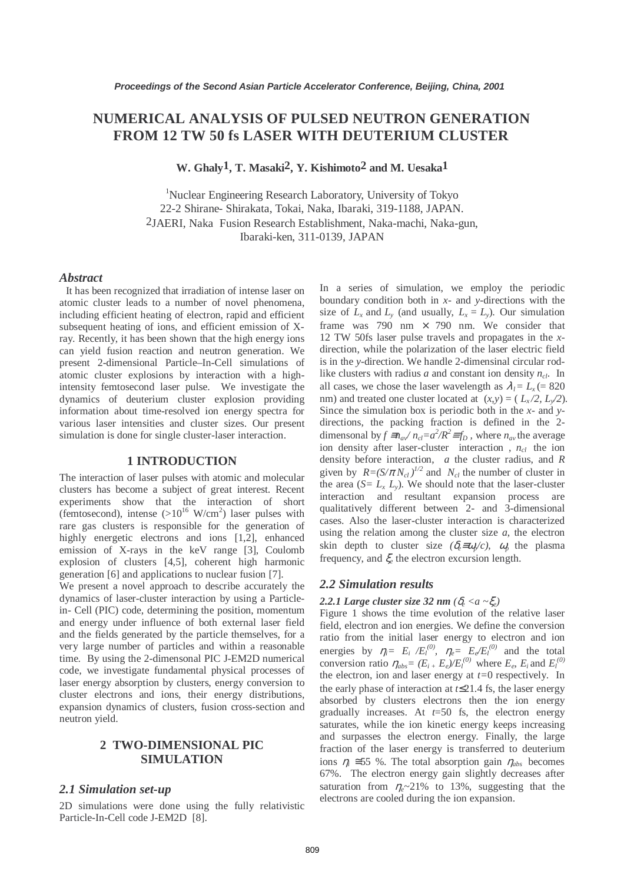# NUMERICAL ANALYSIS OF PULSED NEUTRON GENERATION FROM 12 TW 50 fs LASER WITH DEUTERIUM CLUSTER

**W. Ghaly[1], T. Masaki[2], Y. Kishimoto[2] and M. Uesaka[1]**

[1]Nuclear Engineering Research Laboratory, University of Tokyo
22-2 Shirane- Shirakata, Tokai, Naka, Ibaraki, 319-1188, JAPAN.
[2]JAERI, Naka Fusion Research Establishment, Naka-machi, Naka-gun, Ibaraki-ken, 311-0139, JAPAN

### *Abstract*

It has been recognized that irradiation of intense laser on atomic cluster leads to a number of novel phenomena, including efficient heating of electron, rapid and efficient subsequent heating of ions, and efficient emission of X-ray. Recently, it has been shown that the high energy ions can yield fusion reaction and neutron generation. We present 2-dimensional Particle–In-Cell simulations of atomic cluster explosions by interaction with a high-intensity femtosecond laser pulse. We investigate the dynamics of deuterium cluster explosion providing information about time-resolved ion energy spectra for various laser intensities and cluster sizes. Our present simulation is done for single cluster-laser interaction.

## 1 INTRODUCTION

The interaction of laser pulses with atomic and molecular clusters has become a subject of great interest. Recent experiments show that the interaction of short (femtosecond), intense ($>10^{16}$ W/cm$^2$) laser pulses with rare gas clusters is responsible for the generation of highly energetic electrons and ions [1,2], enhanced emission of X-rays in the keV range [3], Coulomb explosion of clusters [4,5], coherent high harmonic generation [6] and applications to nuclear fusion [7].

We present a novel approach to describe accurately the dynamics of laser-cluster interaction by using a Particle-in- Cell (PIC) code, determining the position, momentum and energy under influence of both external laser field and the fields generated by the particle themselves, for a very large number of particles and within a reasonable time. By using the 2-dimensonal PIC J-EM2D numerical code, we investigate fundamental physical processes of laser energy absorption by clusters, energy conversion to cluster electrons and ions, their energy distributions, expansion dynamics of clusters, fusion cross-section and neutron yield.

## 2 TWO-DIMENSIONAL PIC SIMULATION

### *2.1 Simulation set-up*

2D simulations were done using the fully relativistic Particle-In-Cell code J-EM2D [8].

In a series of simulation, we employ the periodic boundary condition both in *x*- and *y*-directions with the size of $L_x$ and $L_y$ (and usually, $L_x = L_y$). Our simulation frame was 790 nm × 790 nm. We consider that 12 TW 50fs laser pulse travels and propagates in the *x*-direction, while the polarization of the laser electric field is in the *y*-direction. We handle 2-dimensinal circular rod-like clusters with radius *a* and constant ion density $n_{cl}$. In all cases, we chose the laser wavelength as $\lambda_l = L_x$ (= 820 nm) and treated one cluster located at $(x,y) = (L_x/2, L_y/2)$. Since the simulation box is periodic both in the *x*- and *y*-directions, the packing fraction is defined in the 2-dimensonal by $f \equiv n_{av}/n_{cl} = a^2/R^2 \equiv f_D$, where $n_{av}$ the average ion density after laser-cluster interaction, $n_{cl}$ the ion density before interaction, *a* the cluster radius, and *R* given by $R=(S/\pi N_{cl})^{1/2}$ and $N_{cl}$ the number of cluster in the area ($S= L_x L_y$). We should note that the laser-cluster interaction and resultant expansion process are qualitatively different between 2- and 3-dimensional cases. Also the laser-cluster interaction is characterized using the relation among the cluster size *a*, the electron skin depth to cluster size ($\delta_e \equiv \omega_p/c$), $\omega_p$ the plasma frequency, and $\xi_e$ the electron excursion length.

### *2.2 Simulation results*

#### *2.2.1 Large cluster size 32 nm ($\delta_e < a \sim \xi_e$)*

Figure 1 shows the time evolution of the relative laser field, electron and ion energies. We define the conversion ratio from the initial laser energy to electron and ion energies by $\eta_i = E_i / E_l^{(0)}$, $\eta_e = E_e/E_l^{(0)}$ and the total conversion ratio $\eta_{abs} = (E_i + E_e)/E_l^{(0)}$ where $E_e$, $E_i$ and $E_l^{(0)}$ the electron, ion and laser energy at $t$=0 respectively. In the early phase of interaction at $t \leq 21.4$ fs, the laser energy absorbed by clusters electrons then the ion energy gradually increases. At $t$=50 fs, the electron energy saturates, while the ion kinetic energy keeps increasing and surpasses the electron energy. Finally, the large fraction of the laser energy is transferred to deuterium ions $\eta_i \cong 55$ %. The total absorption gain $\eta_{abs}$ becomes 67%. The electron energy gain slightly decreases after saturation from $\eta_e \sim 21$% to 13%, suggesting that the electrons are cooled during the ion expansion.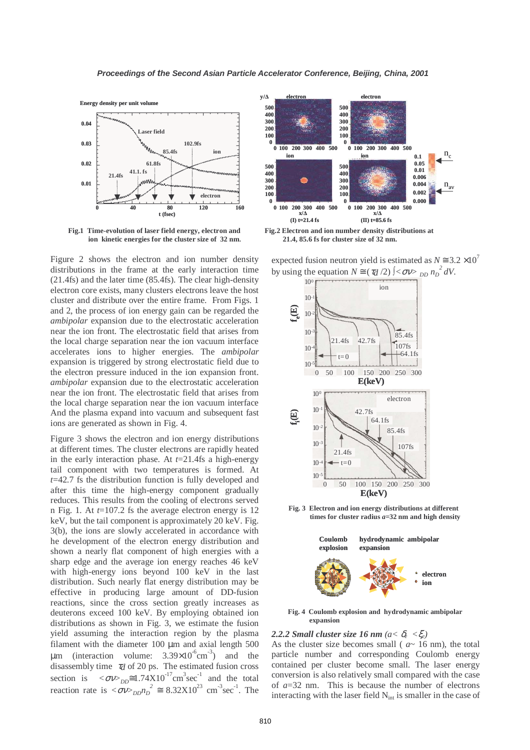Fig.1 Time-evolution of laser field energy, electron and ion kinetic energies for the cluster size of 32 nm.

Fig.2 Electron and ion number density distributions at 21.4, 85.6 fs for cluster size of 32 nm.

Figure 2 shows the electron and ion number density distributions in the frame at the early interaction time (21.4fs) and the later time (85.4fs). The clear high-density electron core exists, many clusters electrons leave the host cluster and distribute over the entire frame. From Figs. 1 and 2, the process of ion energy gain can be regarded the *ambipolar* expansion due to the electrostatic acceleration near the ion front. The electrostatic field that arises from the local charge separation near the ion vacuum interface accelerates ions to higher energies. The *ambipolar* expansion is triggered by strong electrostatic field due to the electron pressure induced in the ion expansion front. *ambipolar* expansion due to the electrostatic acceleration near the ion front. The electrostatic field that arises from the local charge separation near the ion vacuum interface And the plasma expand into vacuum and subsequent fast ions are generated as shown in Fig. 4.

Figure 3 shows the electron and ion energy distributions at different times. The cluster electrons are rapidly heated in the early interaction phase. At $t$=21.4fs a high-energy tail component with two temperatures is formed. At $t$=42.7 fs the distribution function is fully developed and after this time the high-energy component gradually reduces. This results from the cooling of electrons served n Fig. 1. At $t$=107.2 fs the average electron energy is 12 keV, but the tail component is approximately 20 keV. Fig. 3(b), the ions are slowly accelerated in accordance with he development of the electron energy distribution and shown a nearly flat component of high energies with a sharp edge and the average ion energy reaches 46 keV with high-energy ions beyond 100 keV in the last distribution. Such nearly flat energy distribution may be effective in producing large amount of DD-fusion reactions, since the cross section greatly increases as deuterons exceed 100 keV. By employing obtained ion distributions as shown in Fig. 3, we estimate the fusion yield assuming the interaction region by the plasma filament with the diameter 100 μm and axial length 500 μm (interaction volume: $3.39\times10^{-6}\mathrm{cm}^{-3}$) and the disassembly time $\tau_d$ of 20 ps. The estimated fusion cross section is $<\sigma v>_{DD}\cong 1.74\mathrm{X}10^{-17}\mathrm{cm}^3\mathrm{sec}^{-1}$ and the total reaction rate is $<\sigma v>_{DD} n_D^2 \cong 8.32\mathrm{X}10^{23}\ \mathrm{cm}^{-3}\mathrm{sec}^{-1}$. The expected fusion neutron yield is estimated as $N\cong 3.2\times10^{7}$ by using the equation $N\cong(\tau_d/2)\int<\sigma v>_{DD} n_D^2\, dV$.

Fig. 3 Electron and ion energy distributions at different times for cluster radius $a$=32 nm and high density

Fig. 4 Coulomb explosion and hydrodynamic ambipolar expansion

### 2.2.2 Small cluster size 16 nm ($a<\delta_c<\xi_e$)

As the cluster size becomes small ($a\sim 16$ nm), the total particle number and corresponding Coulomb energy contained per cluster become small. The laser energy conversion is also relatively small compared with the case of $a$=32 nm. This is because the number of electrons interacting with the laser field $N_{int}$ is smaller in the case of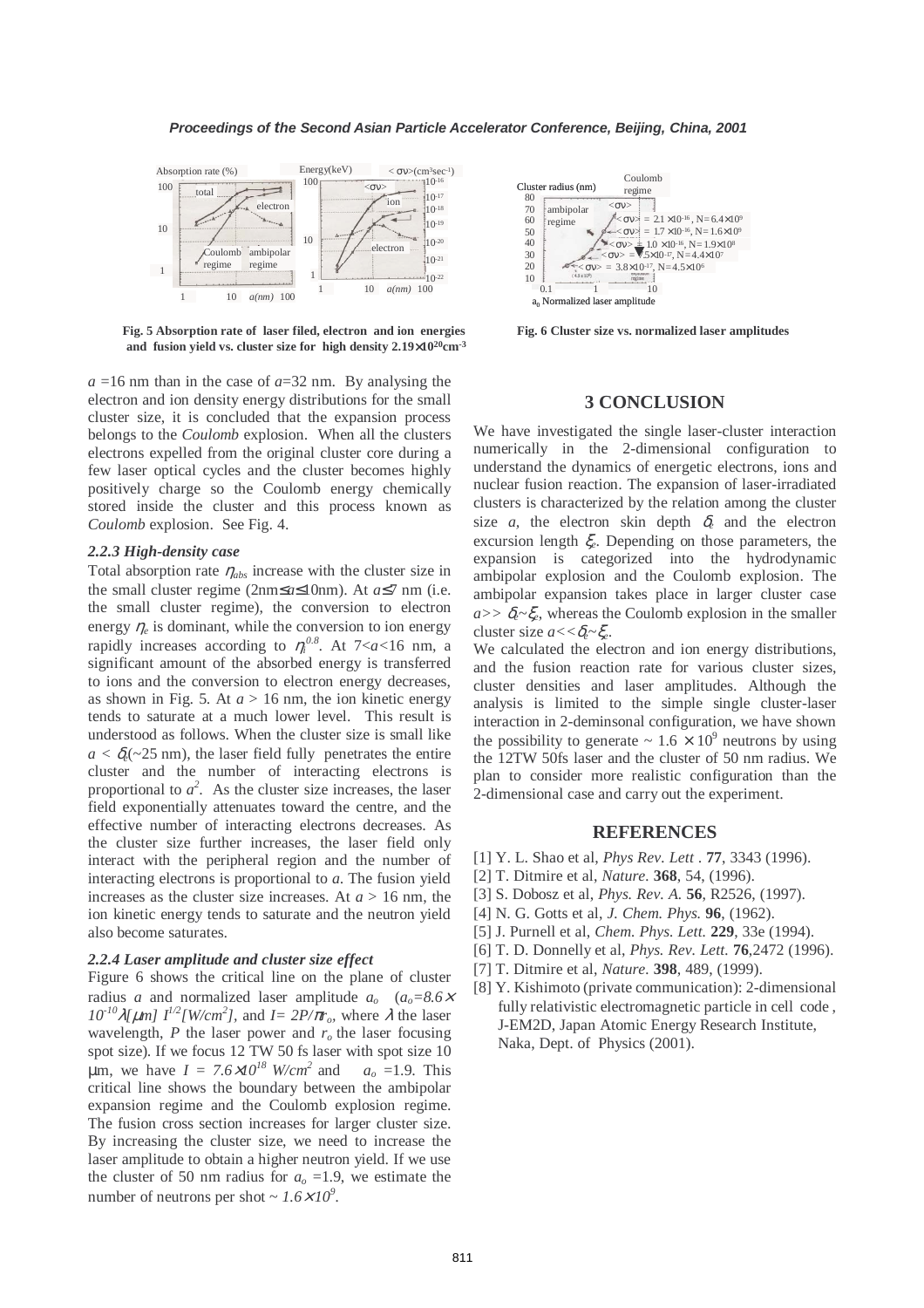Absorption rate (%)

100

10

1

total

electron

Coulomb regime

ambipolar regime

1 10 *a(nm)* 100

Energy(keV)

100

10

1

<σv>

ion

electron

1 10 *a(nm)* 100

< σv>(cm³sec⁻¹)

$10^{-16}$

$10^{-17}$

$10^{-18}$

$10^{-19}$

$10^{-20}$

$10^{-21}$

$10^{-22}$

**Fig. 5 Absorption rate of laser filed, electron and ion energies and fusion yield vs. cluster size for high density $2.19\times10^{20}$cm$^{-3}$**

Cluster radius (nm)

80

70

60

50

40

30

20

10

Coulomb regime

ambipolar regime

<σv>

$<\sigma v> = 2.1\times10^{-16}$, $N=6.4\times10^{9}$

$<\sigma v> = 1.7\times10^{-16}$, $N=1.6\times10^{9}$

$<\sigma v> = 1.0\times10^{-16}$, $N=1.9\times10^{8}$

$<\sigma v> = 7.5\times10^{-17}$, $N=4.4\times10^{7}$

$<\sigma v> = 3.8\times10^{-17}$, $N=4.5\times10^{6}$

0.1 1 10

$a_0$ Normalized laser amplitude

**Fig. 6 Cluster size vs. normalized laser amplitudes**

$a$ =16 nm than in the case of $a$=32 nm. By analysing the electron and ion density energy distributions for the small cluster size, it is concluded that the expansion process belongs to the *Coulomb* explosion. When all the clusters electrons expelled from the original cluster core during a few laser optical cycles and the cluster becomes highly positively charge so the Coulomb energy chemically stored inside the cluster and this process known as *Coulomb* explosion. See Fig. 4.

### 2.2.3 High-density case

Total absorption rate $\eta_{abs}$ increase with the cluster size in the small cluster regime (2nm≤$a$≤10nm). At $a$≤7 nm (i.e. the small cluster regime), the conversion to electron energy $\eta_e$ is dominant, while the conversion to ion energy rapidly increases according to $\eta_i^{0.8}$. At 7<$a$<16 nm, a significant amount of the absorbed energy is transferred to ions and the conversion to electron energy decreases, as shown in Fig. 5. At $a$ > 16 nm, the ion kinetic energy tends to saturate at a much lower level. This result is understood as follows. When the cluster size is small like $a$ < $\delta_e$(~25 nm), the laser field fully penetrates the entire cluster and the number of interacting electrons is proportional to $a^2$. As the cluster size increases, the laser field exponentially attenuates toward the centre, and the effective number of interacting electrons decreases. As the cluster size further increases, the laser field only interact with the peripheral region and the number of interacting electrons is proportional to $a$. The fusion yield increases as the cluster size increases. At $a$ > 16 nm, the ion kinetic energy tends to saturate and the neutron yield also become saturates.

### 2.2.4 Laser amplitude and cluster size effect

Figure 6 shows the critical line on the plane of cluster radius $a$ and normalized laser amplitude $a_o$ ($a_o=8.6\times10^{-10}\lambda[\mu m]\ I^{1/2}[W/cm^2]$, and $I=2P/\pi r_o$, where $\lambda$ the laser wavelength, $P$ the laser power and $r_o$ the laser focusing spot size). If we focus 12 TW 50 fs laser with spot size 10 μm, we have $I = 7.6\times10^{18}$ $W/cm^2$ and $a_o$ =1.9. This critical line shows the boundary between the ambipolar expansion regime and the Coulomb explosion regime. The fusion cross section increases for larger cluster size. By increasing the cluster size, we need to increase the laser amplitude to obtain a higher neutron yield. If we use the cluster of 50 nm radius for $a_o$ =1.9, we estimate the number of neutrons per shot ~ $1.6\times10^9$.

## 3 CONCLUSION

We have investigated the single laser-cluster interaction numerically in the 2-dimensional configuration to understand the dynamics of energetic electrons, ions and nuclear fusion reaction. The expansion of laser-irradiated clusters is characterized by the relation among the cluster size $a$, the electron skin depth $\delta_e$ and the electron excursion length $\xi_e$. Depending on those parameters, the expansion is categorized into the hydrodynamic ambipolar explosion and the Coulomb explosion. The ambipolar expansion takes place in larger cluster case $a$>> $\delta_e$~$\xi_e$, whereas the Coulomb explosion in the smaller cluster size $a$<<$\delta_e$~$\xi_e$.

We calculated the electron and ion energy distributions, and the fusion reaction rate for various cluster sizes, cluster densities and laser amplitudes. Although the analysis is limited to the simple single cluster-laser interaction in 2-deminsonal configuration, we have shown the possibility to generate ~ $1.6\times10^9$ neutrons by using the 12TW 50fs laser and the cluster of 50 nm radius. We plan to consider more realistic configuration than the 2-dimensional case and carry out the experiment.

## REFERENCES

[1] Y. L. Shao et al, *Phys Rev. Lett* . **77**, 3343 (1996).

[2] T. Ditmire et al, *Nature.* **368**, 54, (1996).

[3] S. Dobosz et al, *Phys. Rev. A.* **56**, R2526, (1997).

[4] N. G. Gotts et al, *J. Chem. Phys.* **96**, (1962).

[5] J. Purnell et al, *Chem. Phys. Lett.* **229**, 33e (1994).

[6] T. D. Donnelly et al, *Phys. Rev. Lett.* **76**,2472 (1996).

[7] T. Ditmire et al, *Nature.* **398**, 489, (1999).

[8] Y. Kishimoto (private communication): 2-dimensional fully relativistic electromagnetic particle in cell code , J-EM2D, Japan Atomic Energy Research Institute, Naka, Dept. of Physics (2001).